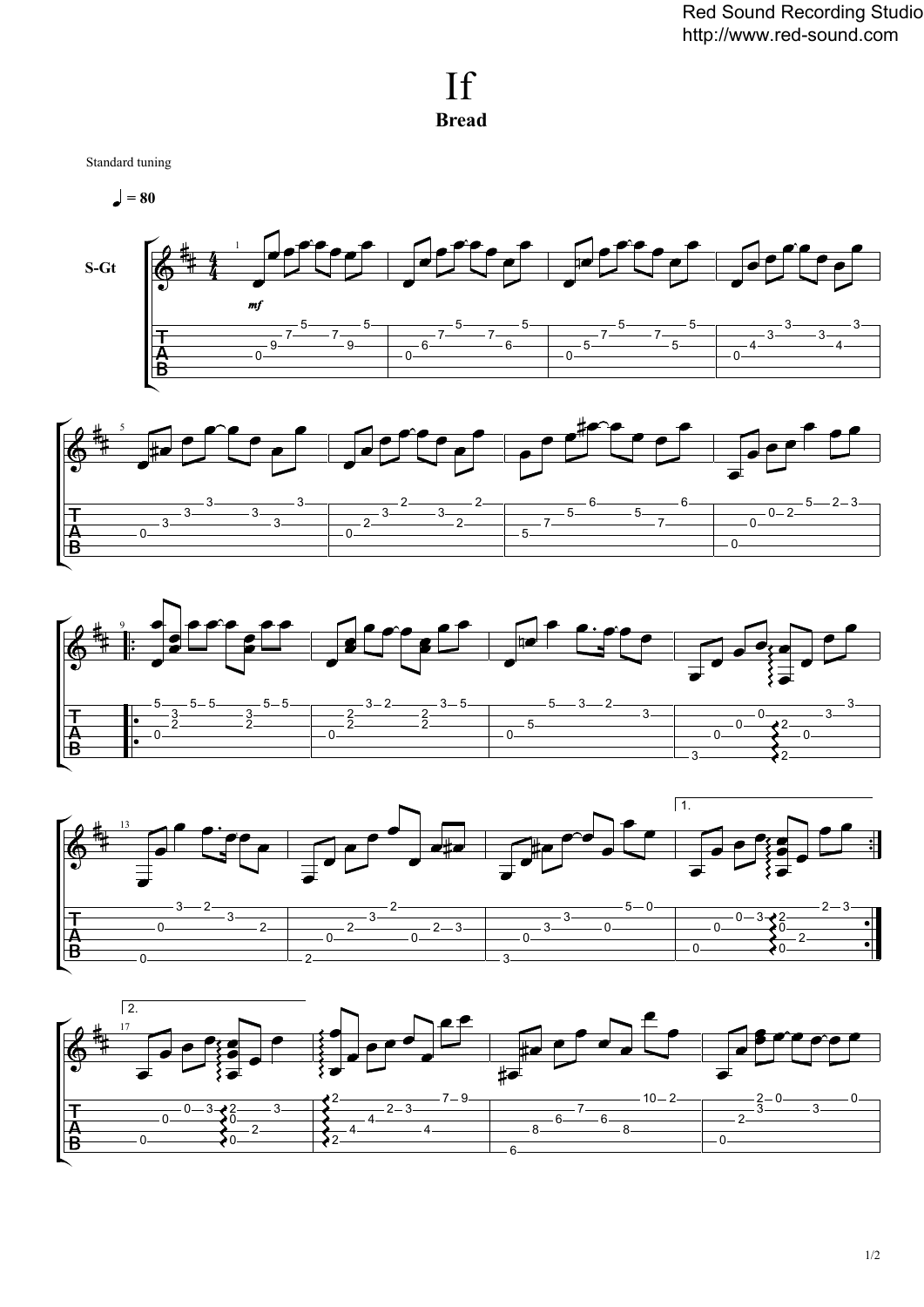# If

**Bread**

Standard tuning

♩ = 80

S-Gt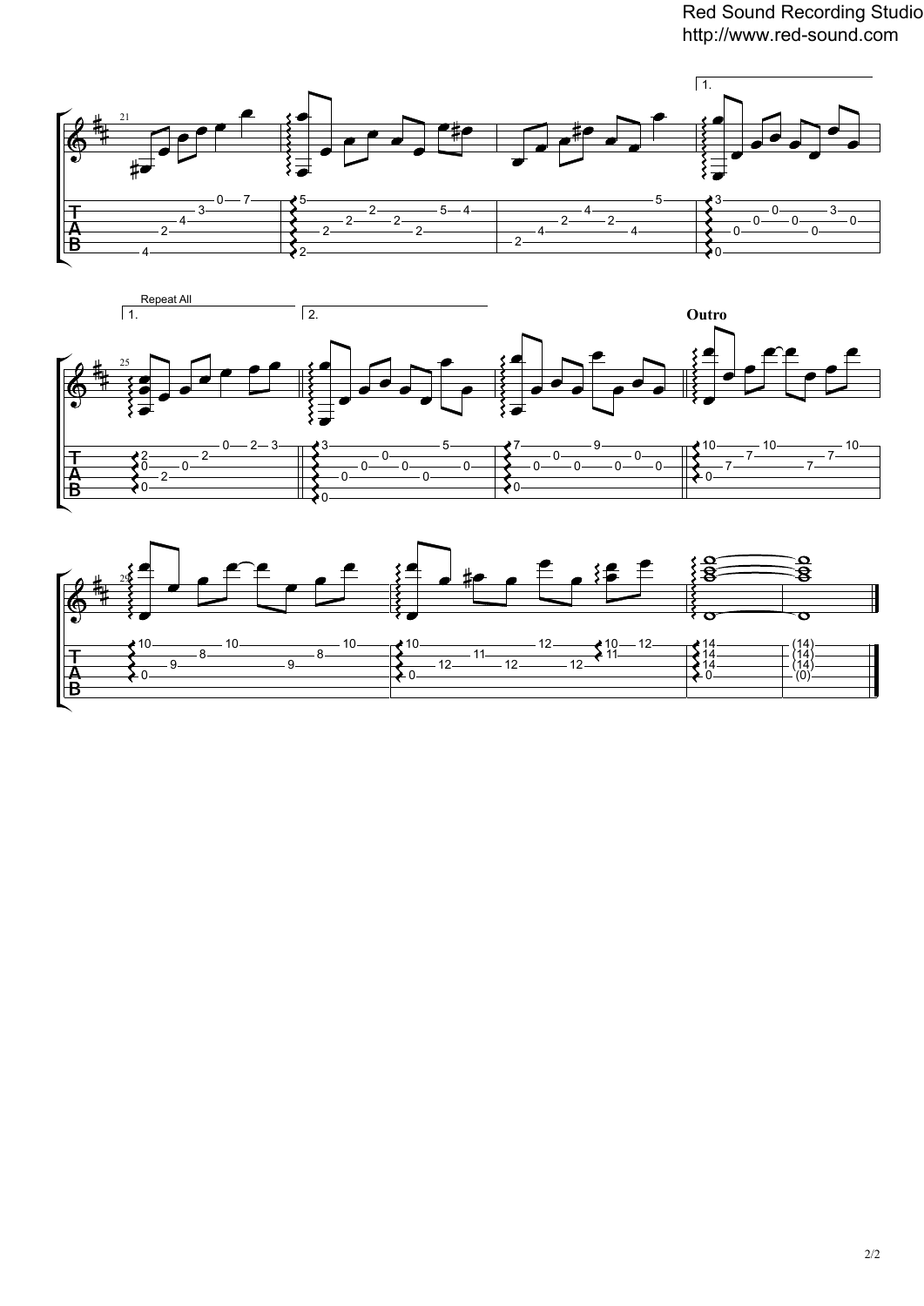Red Sound Recording Studio
http://www.red-sound.com

Repeat All

Outro